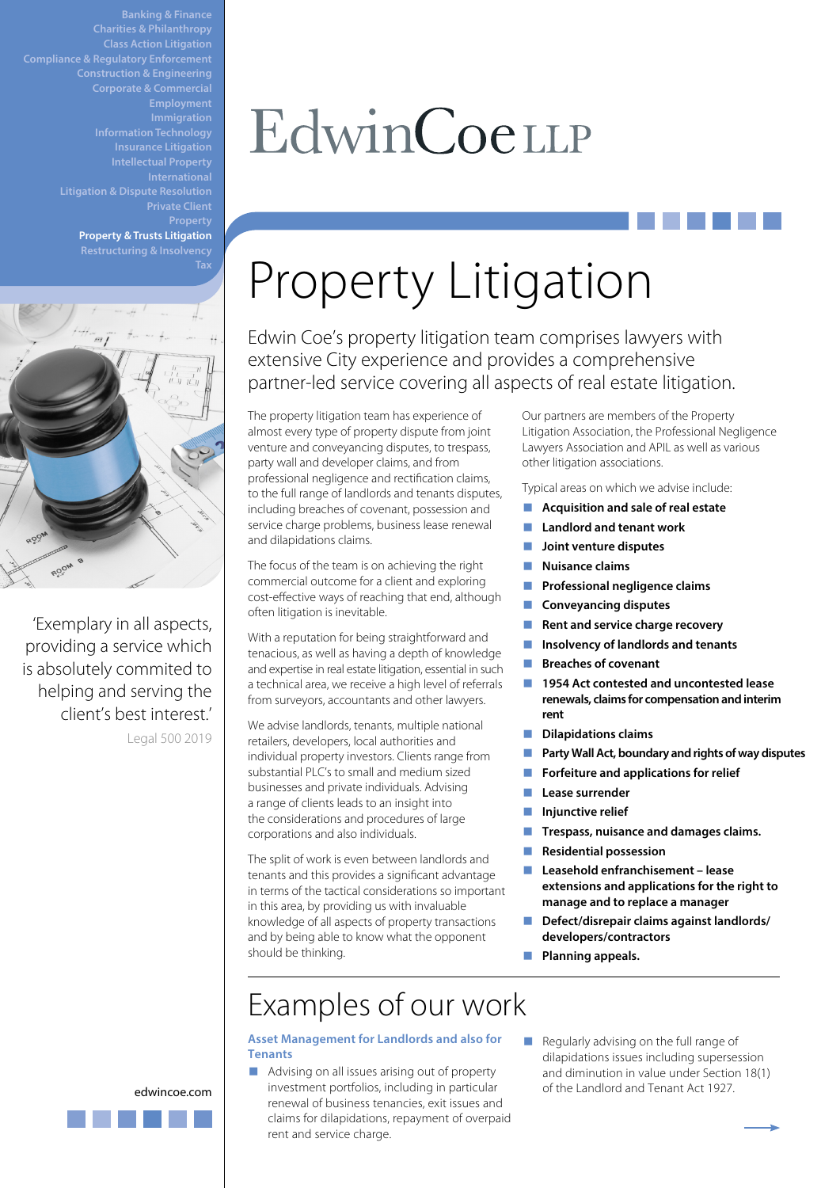Banking & Finance
Charities & Philanthropy
Class Action Litigation
Compliance & Regulatory Enforcement
Construction & Engineering
Corporate & Commercial
Employment
Immigration
Information Technology
Insurance Litigation
Intellectual Property
International
Litigation & Dispute Resolution
Private Client
Property
**Property & Trusts Litigation**
Restructuring & Insolvency
Tax

'Exemplary in all aspects, providing a service which is absolutely commited to helping and serving the client's best interest.'

Legal 500 2019

edwincoe.com

EdwinCoe LLP

# Property Litigation

Edwin Coe's property litigation team comprises lawyers with extensive City experience and provides a comprehensive partner-led service covering all aspects of real estate litigation.

The property litigation team has experience of almost every type of property dispute from joint venture and conveyancing disputes, to trespass, party wall and developer claims, and from professional negligence and rectification claims, to the full range of landlords and tenants disputes, including breaches of covenant, possession and service charge problems, business lease renewal and dilapidations claims.

The focus of the team is on achieving the right commercial outcome for a client and exploring cost-effective ways of reaching that end, although often litigation is inevitable.

With a reputation for being straightforward and tenacious, as well as having a depth of knowledge and expertise in real estate litigation, essential in such a technical area, we receive a high level of referrals from surveyors, accountants and other lawyers.

We advise landlords, tenants, multiple national retailers, developers, local authorities and individual property investors. Clients range from substantial PLC's to small and medium sized businesses and private individuals. Advising a range of clients leads to an insight into the considerations and procedures of large corporations and also individuals.

The split of work is even between landlords and tenants and this provides a significant advantage in terms of the tactical considerations so important in this area, by providing us with invaluable knowledge of all aspects of property transactions and by being able to know what the opponent should be thinking.

Our partners are members of the Property Litigation Association, the Professional Negligence Lawyers Association and APIL as well as various other litigation associations.

Typical areas on which we advise include:

- **Acquisition and sale of real estate**
- **Landlord and tenant work**
- **Joint venture disputes**
- **Nuisance claims**
- **Professional negligence claims**
- **Conveyancing disputes**
- **Rent and service charge recovery**
- **Insolvency of landlords and tenants**
- **Breaches of covenant**
- **1954 Act contested and uncontested lease renewals, claims for compensation and interim rent**
- **Dilapidations claims**
- **Party Wall Act, boundary and rights of way disputes**
- **Forfeiture and applications for relief**
- **Lease surrender**
- **Injunctive relief**
- **Trespass, nuisance and damages claims.**
- **Residential possession**
- **Leasehold enfranchisement – lease extensions and applications for the right to manage and to replace a manager**
- **Defect/disrepair claims against landlords/ developers/contractors**
- **Planning appeals.**

## Examples of our work

**Asset Management for Landlords and also for Tenants**

- Advising on all issues arising out of property investment portfolios, including in particular renewal of business tenancies, exit issues and claims for dilapidations, repayment of overpaid rent and service charge.
- Regularly advising on the full range of dilapidations issues including supersession and diminution in value under Section 18(1) of the Landlord and Tenant Act 1927.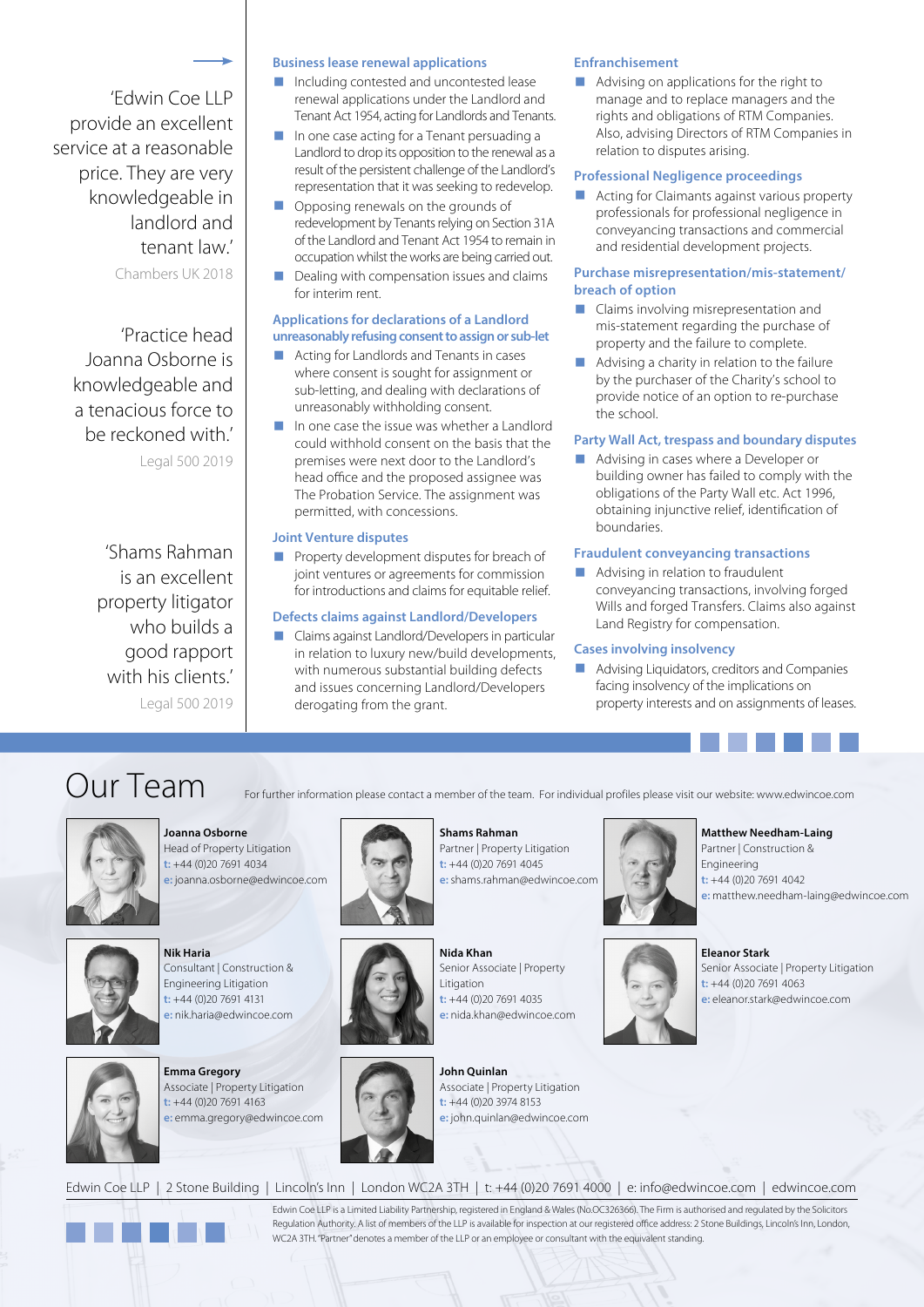'Edwin Coe LLP provide an excellent service at a reasonable price. They are very knowledgeable in landlord and tenant law.'

Chambers UK 2018

'Practice head Joanna Osborne is knowledgeable and a tenacious force to be reckoned with.'

Legal 500 2019

'Shams Rahman is an excellent property litigator who builds a good rapport with his clients.'

Legal 500 2019

### Business lease renewal applications

- Including contested and uncontested lease renewal applications under the Landlord and Tenant Act 1954, acting for Landlords and Tenants.
- In one case acting for a Tenant persuading a Landlord to drop its opposition to the renewal as a result of the persistent challenge of the Landlord's representation that it was seeking to redevelop.
- Opposing renewals on the grounds of redevelopment by Tenants relying on Section 31A of the Landlord and Tenant Act 1954 to remain in occupation whilst the works are being carried out.
- Dealing with compensation issues and claims for interim rent.

### Applications for declarations of a Landlord unreasonably refusing consent to assign or sub-let

- Acting for Landlords and Tenants in cases where consent is sought for assignment or sub-letting, and dealing with declarations of unreasonably withholding consent.
- In one case the issue was whether a Landlord could withhold consent on the basis that the premises were next door to the Landlord's head office and the proposed assignee was The Probation Service. The assignment was permitted, with concessions.

### Joint Venture disputes

- Property development disputes for breach of joint ventures or agreements for commission for introductions and claims for equitable relief.

### Defects claims against Landlord/Developers

- Claims against Landlord/Developers in particular in relation to luxury new/build developments, with numerous substantial building defects and issues concerning Landlord/Developers derogating from the grant.

### Enfranchisement

- Advising on applications for the right to manage and to replace managers and the rights and obligations of RTM Companies. Also, advising Directors of RTM Companies in relation to disputes arising.

### Professional Negligence proceedings

- Acting for Claimants against various property professionals for professional negligence in conveyancing transactions and commercial and residential development projects.

### Purchase misrepresentation/mis-statement/ breach of option

- Claims involving misrepresentation and mis-statement regarding the purchase of property and the failure to complete.
- Advising a charity in relation to the failure by the purchaser of the Charity's school to provide notice of an option to re-purchase the school.

### Party Wall Act, trespass and boundary disputes

- Advising in cases where a Developer or building owner has failed to comply with the obligations of the Party Wall etc. Act 1996, obtaining injunctive relief, identification of boundaries.

### Fraudulent conveyancing transactions

- Advising in relation to fraudulent conveyancing transactions, involving forged Wills and forged Transfers. Claims also against Land Registry for compensation.

### Cases involving insolvency

- Advising Liquidators, creditors and Companies facing insolvency of the implications on property interests and on assignments of leases.

# Our Team

For further information please contact a member of the team. For individual profiles please visit our website: www.edwincoe.com

**Joanna Osborne**
Head of Property Litigation
t: +44 (0)20 7691 4034
e: joanna.osborne@edwincoe.com

**Shams Rahman**
Partner | Property Litigation
t: +44 (0)20 7691 4045
e: shams.rahman@edwincoe.com

**Matthew Needham-Laing**
Partner | Construction & Engineering
t: +44 (0)20 7691 4042
e: matthew.needham-laing@edwincoe.com

**Nik Haria**
Consultant | Construction & Engineering Litigation
t: +44 (0)20 7691 4131
e: nik.haria@edwincoe.com

**Nida Khan**
Senior Associate | Property Litigation
t: +44 (0)20 7691 4035
e: nida.khan@edwincoe.com

**Eleanor Stark**
Senior Associate | Property Litigation
t: +44 (0)20 7691 4063
e: eleanor.stark@edwincoe.com

**Emma Gregory**
Associate | Property Litigation
t: +44 (0)20 7691 4163
e: emma.gregory@edwincoe.com

**John Quinlan**
Associate | Property Litigation
t: +44 (0)20 3974 8153
e: john.quinlan@edwincoe.com

Edwin Coe LLP | 2 Stone Building | Lincoln's Inn | London WC2A 3TH | t: +44 (0)20 7691 4000 | e: info@edwincoe.com | edwincoe.com

Edwin Coe LLP is a Limited Liability Partnership, registered in England & Wales (No.OC326366). The Firm is authorised and regulated by the Solicitors Regulation Authority. A list of members of the LLP is available for inspection at our registered office address: 2 Stone Buildings, Lincoln's Inn, London, WC2A 3TH. "Partner" denotes a member of the LLP or an employee or consultant with the equivalent standing.